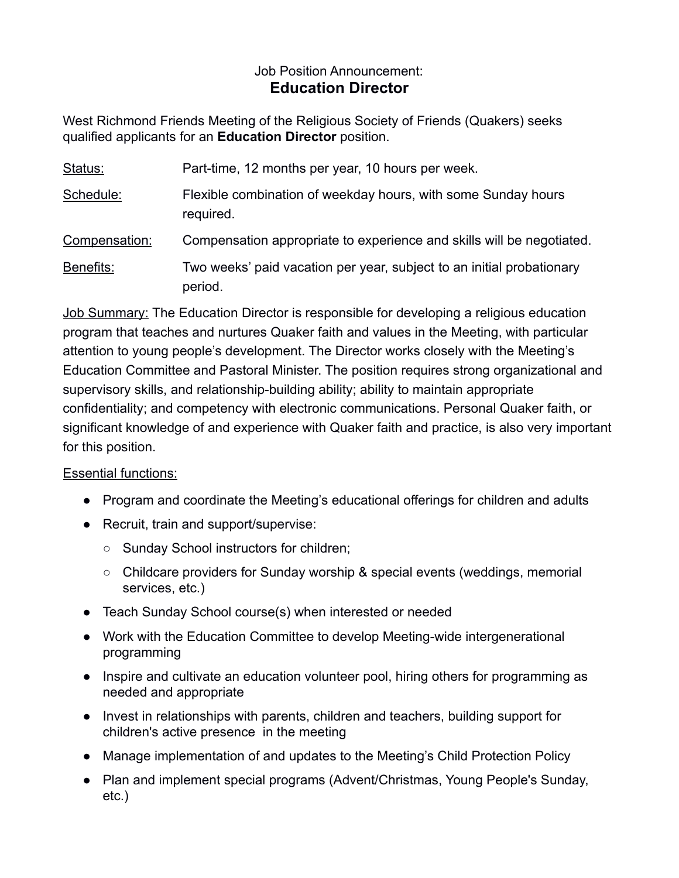Job Position Announcement:

# Education Director

West Richmond Friends Meeting of the Religious Society of Friends (Quakers) seeks qualified applicants for an **Education Director** position.

| | |
|---|---|
| Status: | Part-time, 12 months per year, 10 hours per week. |
| Schedule: | Flexible combination of weekday hours, with some Sunday hours required. |
| Compensation: | Compensation appropriate to experience and skills will be negotiated. |
| Benefits: | Two weeks' paid vacation per year, subject to an initial probationary period. |

Job Summary: The Education Director is responsible for developing a religious education program that teaches and nurtures Quaker faith and values in the Meeting, with particular attention to young people's development. The Director works closely with the Meeting's Education Committee and Pastoral Minister. The position requires strong organizational and supervisory skills, and relationship-building ability; ability to maintain appropriate confidentiality; and competency with electronic communications. Personal Quaker faith, or significant knowledge of and experience with Quaker faith and practice, is also very important for this position.

Essential functions:

- Program and coordinate the Meeting's educational offerings for children and adults
- Recruit, train and support/supervise:
  - Sunday School instructors for children;
  - Childcare providers for Sunday worship & special events (weddings, memorial services, etc.)
- Teach Sunday School course(s) when interested or needed
- Work with the Education Committee to develop Meeting-wide intergenerational programming
- Inspire and cultivate an education volunteer pool, hiring others for programming as needed and appropriate
- Invest in relationships with parents, children and teachers, building support for children's active presence in the meeting
- Manage implementation of and updates to the Meeting's Child Protection Policy
- Plan and implement special programs (Advent/Christmas, Young People's Sunday, etc.)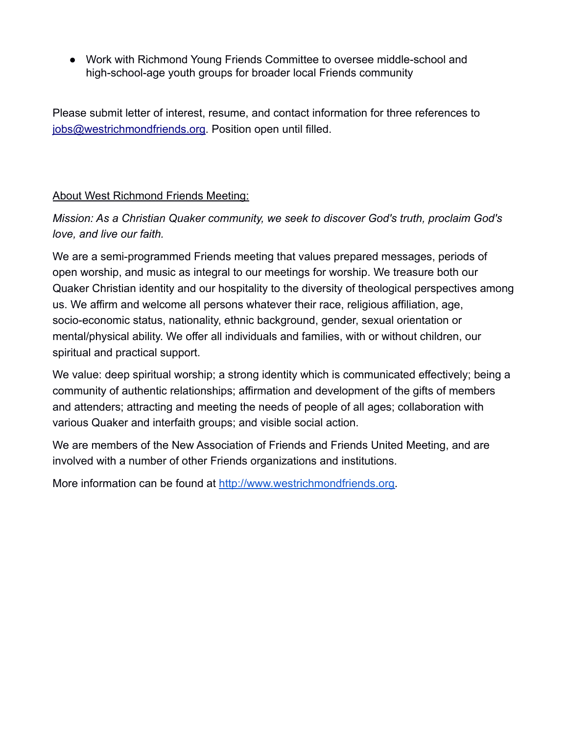- Work with Richmond Young Friends Committee to oversee middle-school and high-school-age youth groups for broader local Friends community

Please submit letter of interest, resume, and contact information for three references to jobs@westrichmondfriends.org. Position open until filled.

About West Richmond Friends Meeting:

*Mission: As a Christian Quaker community, we seek to discover God's truth, proclaim God's love, and live our faith.*

We are a semi-programmed Friends meeting that values prepared messages, periods of open worship, and music as integral to our meetings for worship. We treasure both our Quaker Christian identity and our hospitality to the diversity of theological perspectives among us. We affirm and welcome all persons whatever their race, religious affiliation, age, socio-economic status, nationality, ethnic background, gender, sexual orientation or mental/physical ability. We offer all individuals and families, with or without children, our spiritual and practical support.

We value: deep spiritual worship; a strong identity which is communicated effectively; being a community of authentic relationships; affirmation and development of the gifts of members and attenders; attracting and meeting the needs of people of all ages; collaboration with various Quaker and interfaith groups; and visible social action.

We are members of the New Association of Friends and Friends United Meeting, and are involved with a number of other Friends organizations and institutions.

More information can be found at http://www.westrichmondfriends.org.